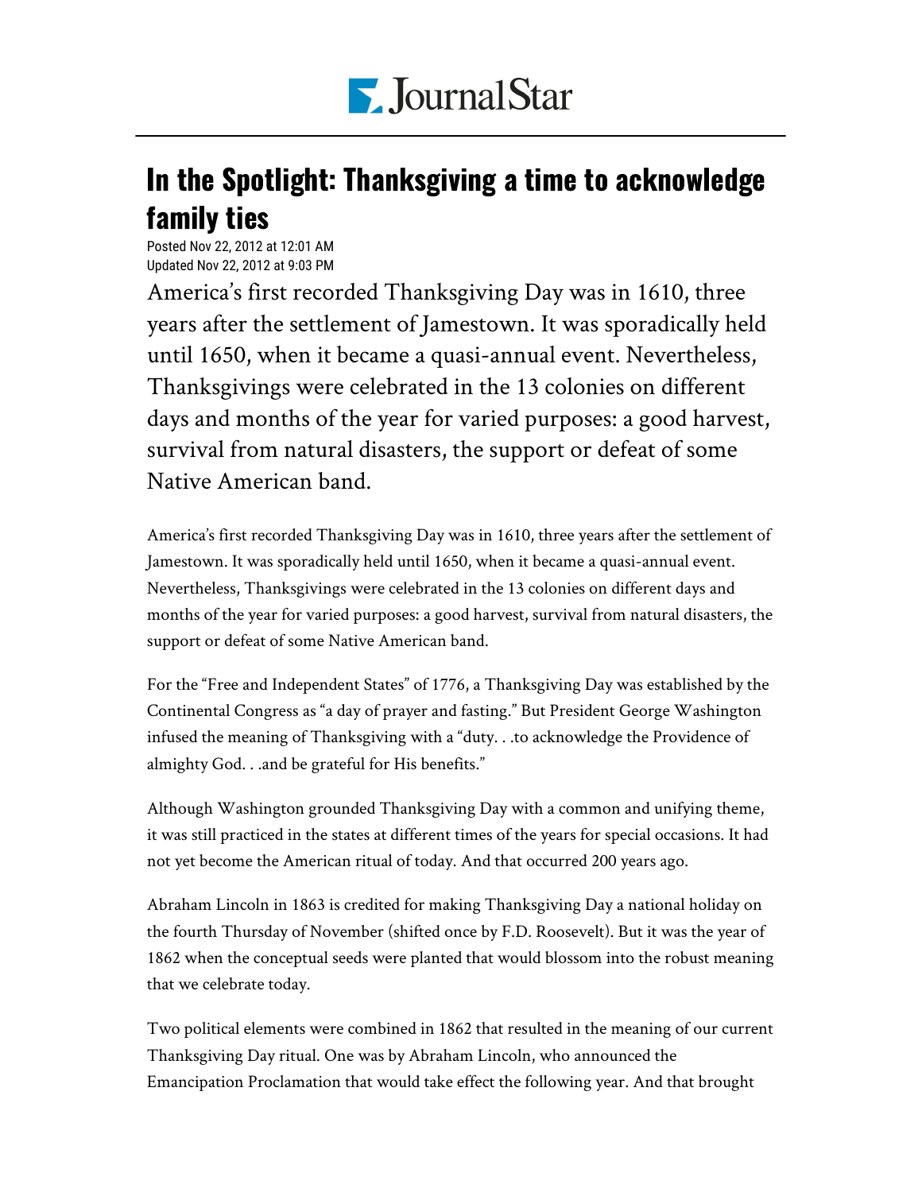# In the Spotlight: Thanksgiving a time to acknowledge family ties

Posted Nov 22, 2012 at 12:01 AM
Updated Nov 22, 2012 at 9:03 PM

America's first recorded Thanksgiving Day was in 1610, three years after the settlement of Jamestown. It was sporadically held until 1650, when it became a quasi-annual event. Nevertheless, Thanksgivings were celebrated in the 13 colonies on different days and months of the year for varied purposes: a good harvest, survival from natural disasters, the support or defeat of some Native American band.

America's first recorded Thanksgiving Day was in 1610, three years after the settlement of Jamestown. It was sporadically held until 1650, when it became a quasi-annual event. Nevertheless, Thanksgivings were celebrated in the 13 colonies on different days and months of the year for varied purposes: a good harvest, survival from natural disasters, the support or defeat of some Native American band.

For the "Free and Independent States" of 1776, a Thanksgiving Day was established by the Continental Congress as "a day of prayer and fasting." But President George Washington infused the meaning of Thanksgiving with a "duty. . .to acknowledge the Providence of almighty God. . .and be grateful for His benefits."

Although Washington grounded Thanksgiving Day with a common and unifying theme, it was still practiced in the states at different times of the years for special occasions. It had not yet become the American ritual of today. And that occurred 200 years ago.

Abraham Lincoln in 1863 is credited for making Thanksgiving Day a national holiday on the fourth Thursday of November (shifted once by F.D. Roosevelt). But it was the year of 1862 when the conceptual seeds were planted that would blossom into the robust meaning that we celebrate today.

Two political elements were combined in 1862 that resulted in the meaning of our current Thanksgiving Day ritual. One was by Abraham Lincoln, who announced the Emancipation Proclamation that would take effect the following year. And that brought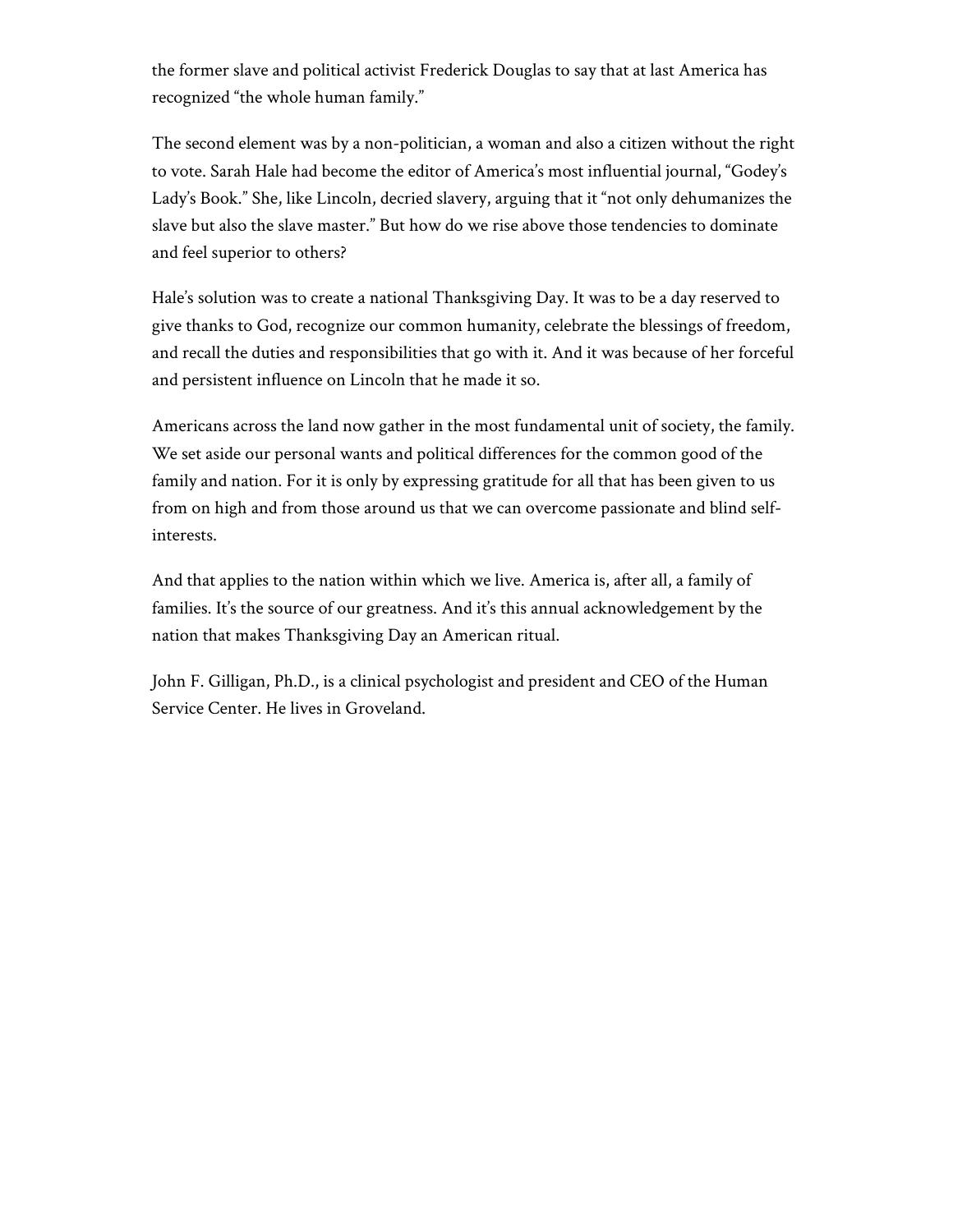the former slave and political activist Frederick Douglas to say that at last America has recognized "the whole human family."

The second element was by a non-politician, a woman and also a citizen without the right to vote. Sarah Hale had become the editor of America's most influential journal, "Godey's Lady's Book." She, like Lincoln, decried slavery, arguing that it "not only dehumanizes the slave but also the slave master." But how do we rise above those tendencies to dominate and feel superior to others?

Hale's solution was to create a national Thanksgiving Day. It was to be a day reserved to give thanks to God, recognize our common humanity, celebrate the blessings of freedom, and recall the duties and responsibilities that go with it. And it was because of her forceful and persistent influence on Lincoln that he made it so.

Americans across the land now gather in the most fundamental unit of society, the family. We set aside our personal wants and political differences for the common good of the family and nation. For it is only by expressing gratitude for all that has been given to us from on high and from those around us that we can overcome passionate and blind self-interests.

And that applies to the nation within which we live. America is, after all, a family of families. It's the source of our greatness. And it's this annual acknowledgement by the nation that makes Thanksgiving Day an American ritual.

John F. Gilligan, Ph.D., is a clinical psychologist and president and CEO of the Human Service Center. He lives in Groveland.